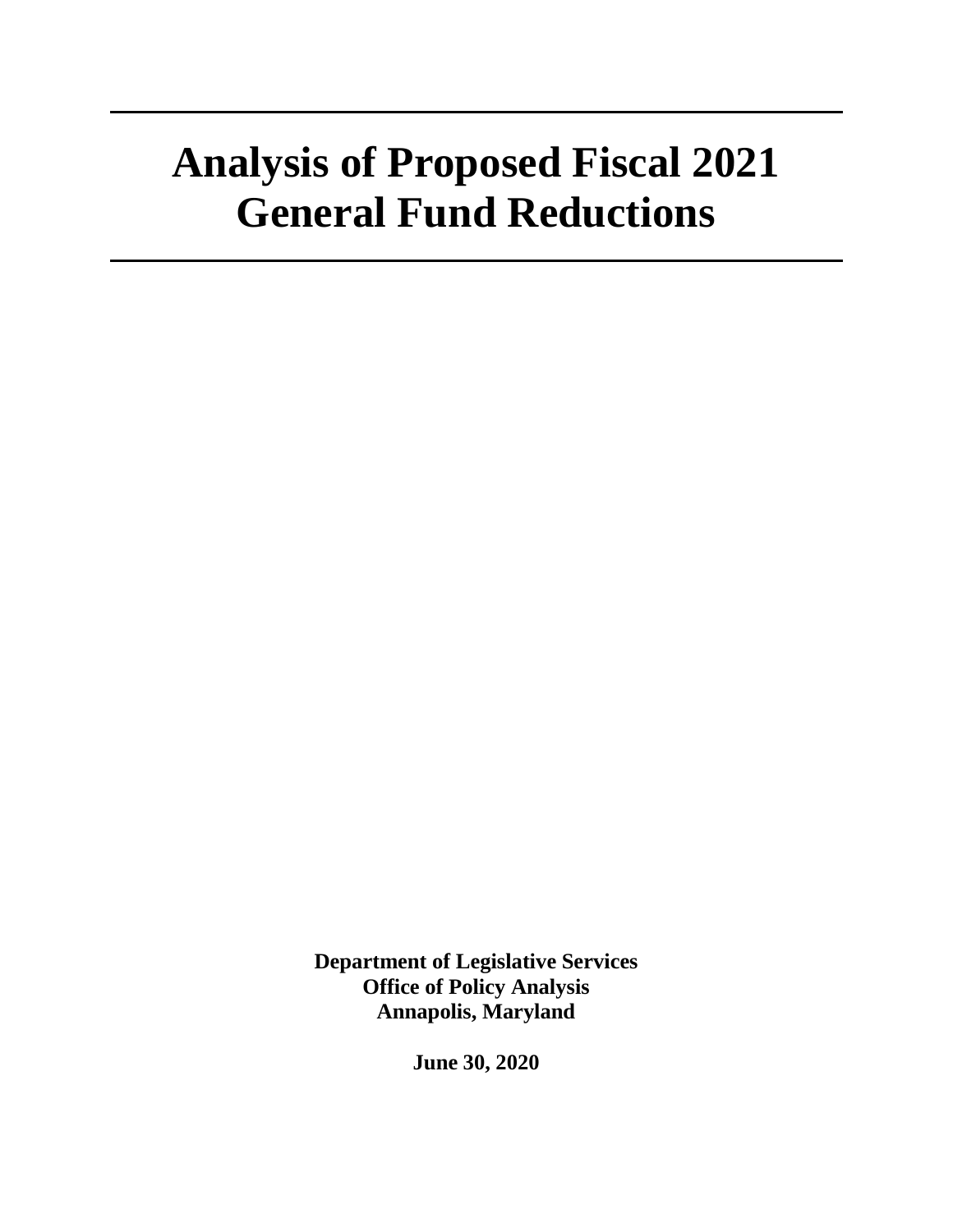# Analysis of Proposed Fiscal 2021 General Fund Reductions

**Department of Legislative Services**
**Office of Policy Analysis**
**Annapolis, Maryland**

**June 30, 2020**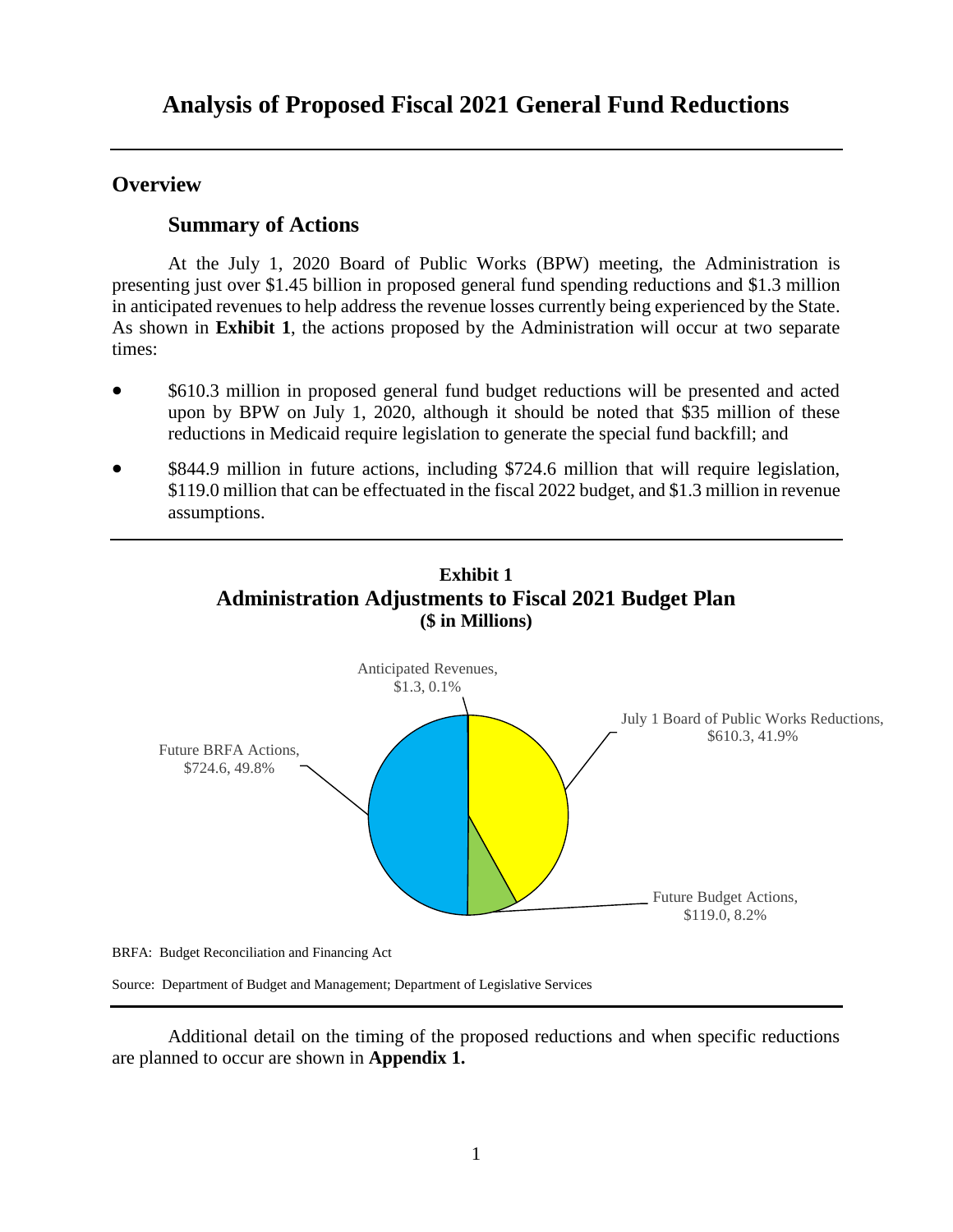# Analysis of Proposed Fiscal 2021 General Fund Reductions

## Overview

### Summary of Actions

At the July 1, 2020 Board of Public Works (BPW) meeting, the Administration is presenting just over $1.45 billion in proposed general fund spending reductions and $1.3 million in anticipated revenues to help address the revenue losses currently being experienced by the State. As shown in **Exhibit 1**, the actions proposed by the Administration will occur at two separate times:

- $610.3 million in proposed general fund budget reductions will be presented and acted upon by BPW on July 1, 2020, although it should be noted that $35 million of these reductions in Medicaid require legislation to generate the special fund backfill; and
- $844.9 million in future actions, including $724.6 million that will require legislation, $119.0 million that can be effectuated in the fiscal 2022 budget, and $1.3 million in revenue assumptions.

**Exhibit 1**
**Administration Adjustments to Fiscal 2021 Budget Plan**
**($ in Millions)**

| Category | $ in Millions | Percent |
|---|---|---|
| July 1 Board of Public Works Reductions | $610.3 | 41.9% |
| Future Budget Actions | $119.0 | 8.2% |
| Future BRFA Actions | $724.6 | 49.8% |
| Anticipated Revenues | $1.3 | 0.1% |

BRFA: Budget Reconciliation and Financing Act

Source: Department of Budget and Management; Department of Legislative Services

Additional detail on the timing of the proposed reductions and when specific reductions are planned to occur are shown in **Appendix 1.**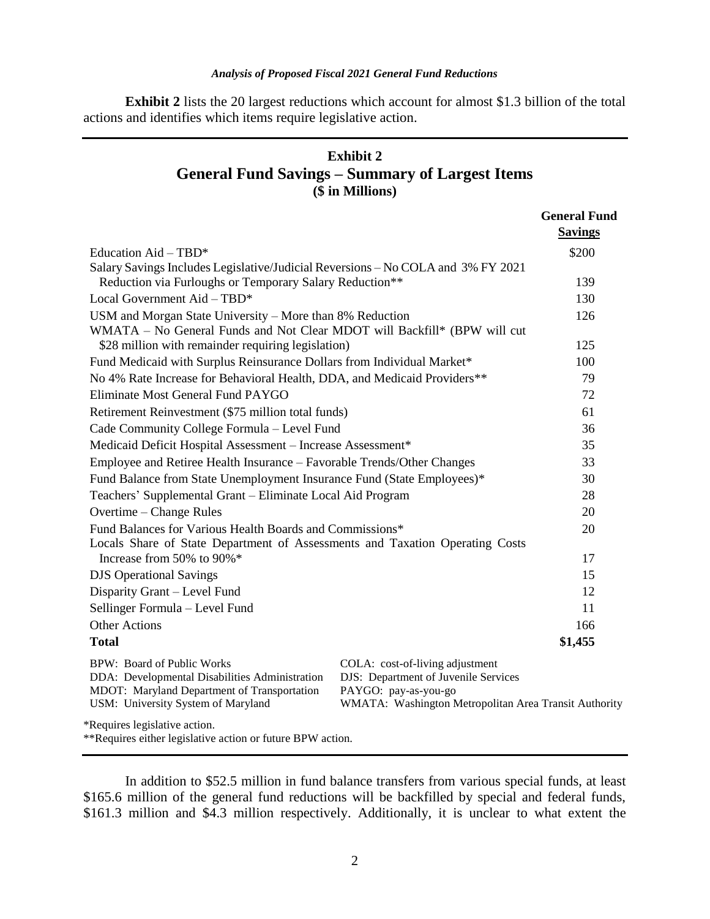**Exhibit 2** lists the 20 largest reductions which account for almost $1.3 billion of the total actions and identifies which items require legislative action.

## Exhibit 2
## General Fund Savings – Summary of Largest Items
### ($ in Millions)

| | General Fund Savings |
|---|---|
| Education Aid – TBD* | $200 |
| Salary Savings Includes Legislative/Judicial Reversions – No COLA and 3% FY 2021 Reduction via Furloughs or Temporary Salary Reduction** | 139 |
| Local Government Aid – TBD* | 130 |
| USM and Morgan State University – More than 8% Reduction | 126 |
| WMATA – No General Funds and Not Clear MDOT will Backfill* (BPW will cut $28 million with remainder requiring legislation) | 125 |
| Fund Medicaid with Surplus Reinsurance Dollars from Individual Market* | 100 |
| No 4% Rate Increase for Behavioral Health, DDA, and Medicaid Providers** | 79 |
| Eliminate Most General Fund PAYGO | 72 |
| Retirement Reinvestment ($75 million total funds) | 61 |
| Cade Community College Formula – Level Fund | 36 |
| Medicaid Deficit Hospital Assessment – Increase Assessment* | 35 |
| Employee and Retiree Health Insurance – Favorable Trends/Other Changes | 33 |
| Fund Balance from State Unemployment Insurance Fund (State Employees)* | 30 |
| Teachers' Supplemental Grant – Eliminate Local Aid Program | 28 |
| Overtime – Change Rules | 20 |
| Fund Balances for Various Health Boards and Commissions* | 20 |
| Locals Share of State Department of Assessments and Taxation Operating Costs Increase from 50% to 90%* | 17 |
| DJS Operational Savings | 15 |
| Disparity Grant – Level Fund | 12 |
| Sellinger Formula – Level Fund | 11 |
| Other Actions | 166 |
| **Total** | **$1,455** |

BPW: Board of Public Works
DDA: Developmental Disabilities Administration
MDOT: Maryland Department of Transportation
USM: University System of Maryland
COLA: cost-of-living adjustment
DJS: Department of Juvenile Services
PAYGO: pay-as-you-go
WMATA: Washington Metropolitan Area Transit Authority

*Requires legislative action.
**Requires either legislative action or future BPW action.

In addition to $52.5 million in fund balance transfers from various special funds, at least $165.6 million of the general fund reductions will be backfilled by special and federal funds, $161.3 million and $4.3 million respectively. Additionally, it is unclear to what extent the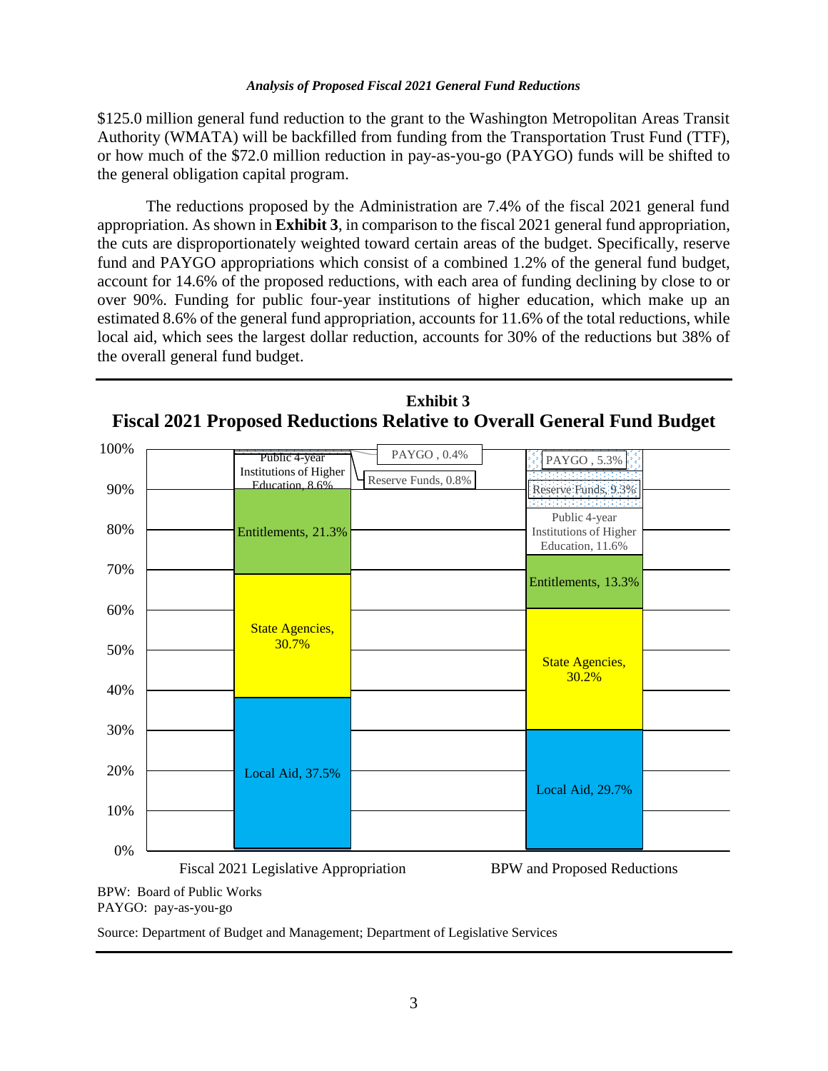$125.0 million general fund reduction to the grant to the Washington Metropolitan Areas Transit Authority (WMATA) will be backfilled from funding from the Transportation Trust Fund (TTF), or how much of the $72.0 million reduction in pay-as-you-go (PAYGO) funds will be shifted to the general obligation capital program.

The reductions proposed by the Administration are 7.4% of the fiscal 2021 general fund appropriation. As shown in **Exhibit 3**, in comparison to the fiscal 2021 general fund appropriation, the cuts are disproportionately weighted toward certain areas of the budget. Specifically, reserve fund and PAYGO appropriations which consist of a combined 1.2% of the general fund budget, account for 14.6% of the proposed reductions, with each area of funding declining by close to or over 90%. Funding for public four-year institutions of higher education, which make up an estimated 8.6% of the general fund appropriation, accounts for 11.6% of the total reductions, while local aid, which sees the largest dollar reduction, accounts for 30% of the reductions but 38% of the overall general fund budget.

**Exhibit 3**
**Fiscal 2021 Proposed Reductions Relative to Overall General Fund Budget**

| Category | Fiscal 2021 Legislative Appropriation | BPW and Proposed Reductions |
|---|---|---|
| Local Aid | 37.5% | 29.7% |
| State Agencies | 30.7% | 30.2% |
| Entitlements | 21.3% | 13.3% |
| Public 4-year Institutions of Higher Education | 8.6% | 11.6% |
| Reserve Funds | 0.8% | 9.3% |
| PAYGO | 0.4% | 5.3% |

BPW: Board of Public Works
PAYGO: pay-as-you-go

Source: Department of Budget and Management; Department of Legislative Services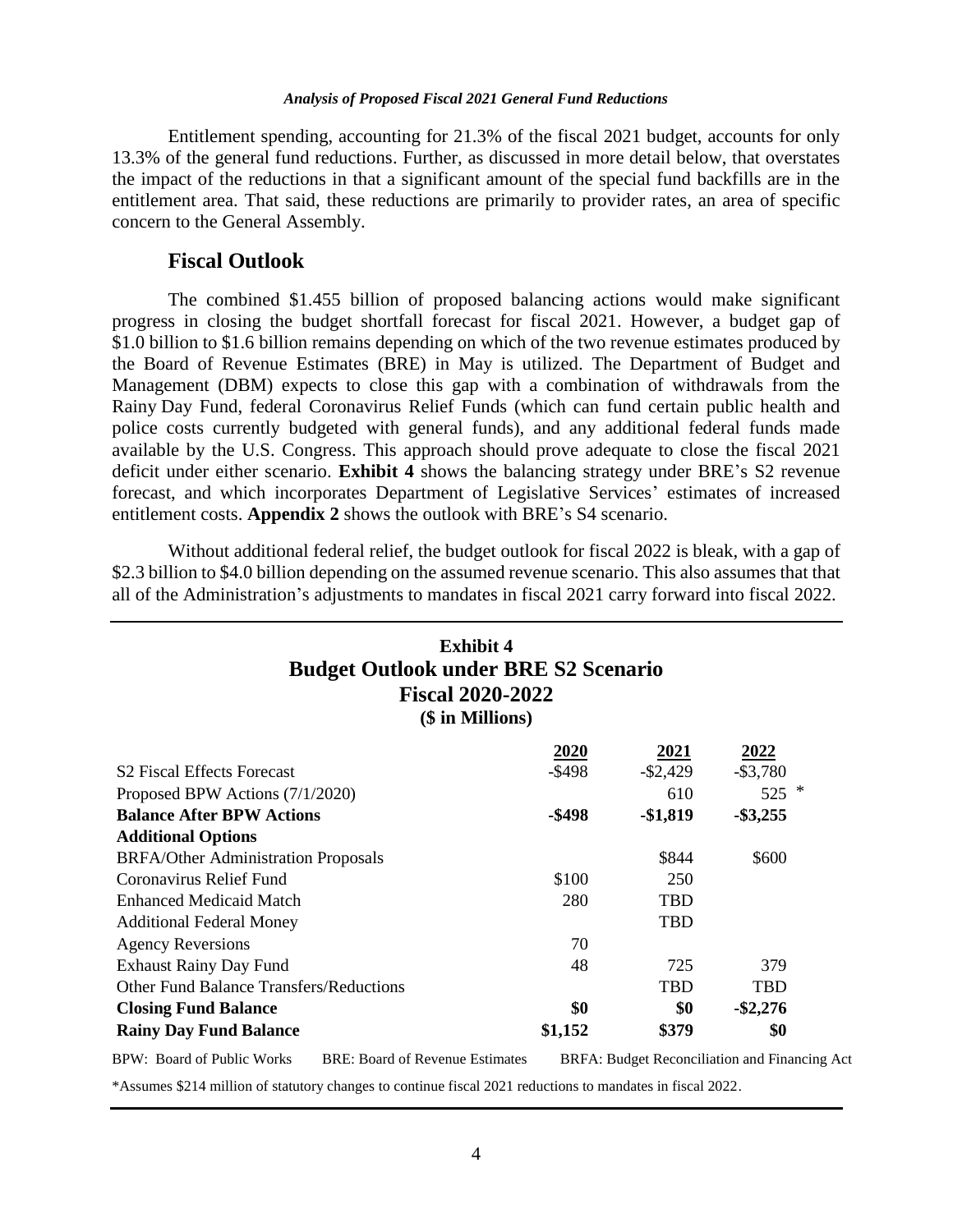Entitlement spending, accounting for 21.3% of the fiscal 2021 budget, accounts for only 13.3% of the general fund reductions. Further, as discussed in more detail below, that overstates the impact of the reductions in that a significant amount of the special fund backfills are in the entitlement area. That said, these reductions are primarily to provider rates, an area of specific concern to the General Assembly.

## Fiscal Outlook

The combined $1.455 billion of proposed balancing actions would make significant progress in closing the budget shortfall forecast for fiscal 2021. However, a budget gap of $1.0 billion to $1.6 billion remains depending on which of the two revenue estimates produced by the Board of Revenue Estimates (BRE) in May is utilized. The Department of Budget and Management (DBM) expects to close this gap with a combination of withdrawals from the Rainy Day Fund, federal Coronavirus Relief Funds (which can fund certain public health and police costs currently budgeted with general funds), and any additional federal funds made available by the U.S. Congress. This approach should prove adequate to close the fiscal 2021 deficit under either scenario. **Exhibit 4** shows the balancing strategy under BRE's S2 revenue forecast, and which incorporates Department of Legislative Services' estimates of increased entitlement costs. **Appendix 2** shows the outlook with BRE's S4 scenario.

Without additional federal relief, the budget outlook for fiscal 2022 is bleak, with a gap of $2.3 billion to $4.0 billion depending on the assumed revenue scenario. This also assumes that that all of the Administration's adjustments to mandates in fiscal 2021 carry forward into fiscal 2022.

**Exhibit 4**
**Budget Outlook under BRE S2 Scenario**
**Fiscal 2020-2022**
**($ in Millions)**

| | 2020 | 2021 | 2022 |
|---|---|---|---|
| S2 Fiscal Effects Forecast | -$498 | -$2,429 | -$3,780 |
| Proposed BPW Actions (7/1/2020) | | 610 | 525 * |
| **Balance After BPW Actions** | **-$498** | **-$1,819** | **-$3,255** |
| **Additional Options** | | | |
| BRFA/Other Administration Proposals | | $844 | $600 |
| Coronavirus Relief Fund | $100 | 250 | |
| Enhanced Medicaid Match | 280 | TBD | |
| Additional Federal Money | | TBD | |
| Agency Reversions | 70 | | |
| Exhaust Rainy Day Fund | 48 | 725 | 379 |
| Other Fund Balance Transfers/Reductions | | TBD | TBD |
| **Closing Fund Balance** | **$0** | **$0** | **-$2,276** |
| **Rainy Day Fund Balance** | **$1,152** | **$379** | **$0** |

BPW: Board of Public Works    BRE: Board of Revenue Estimates    BRFA: Budget Reconciliation and Financing Act

*Assumes $214 million of statutory changes to continue fiscal 2021 reductions to mandates in fiscal 2022.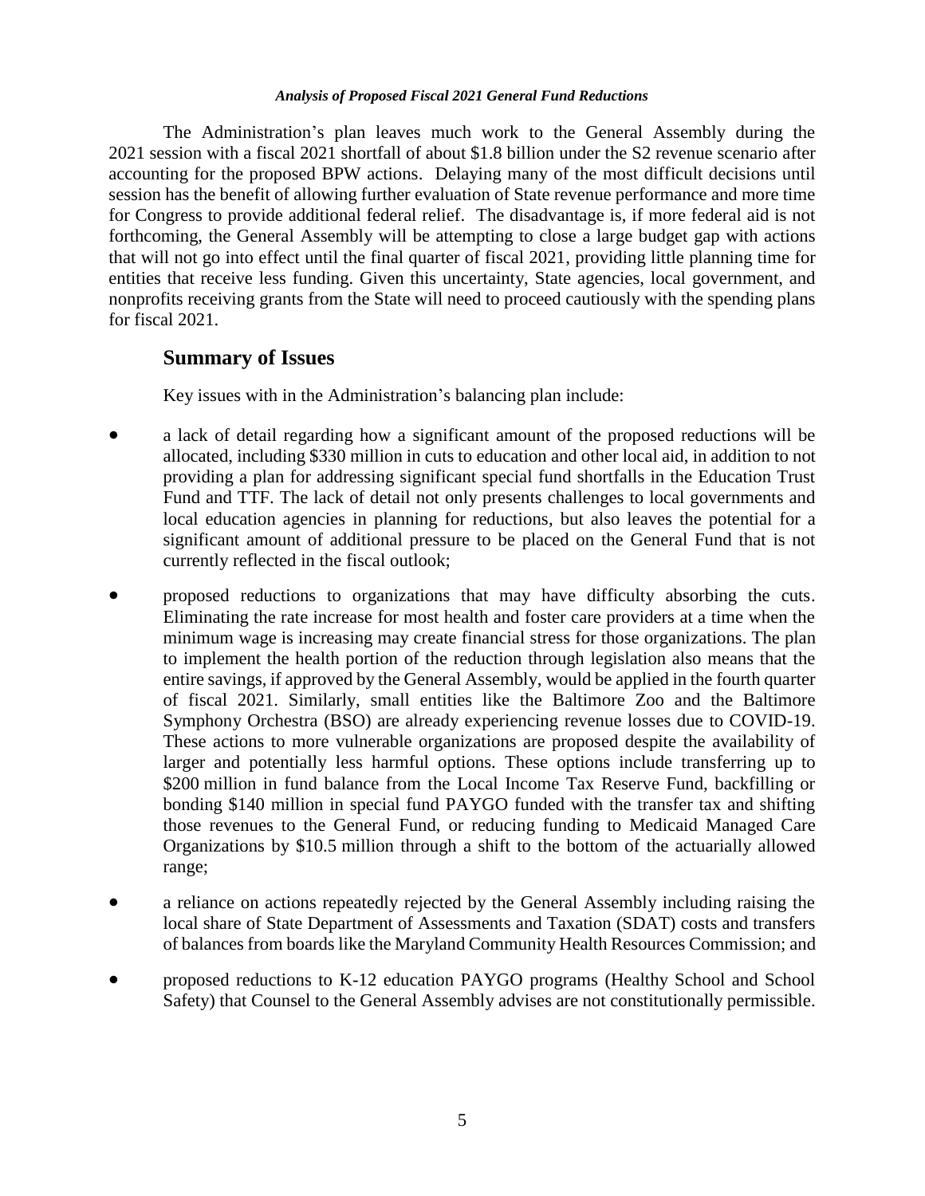The Administration's plan leaves much work to the General Assembly during the 2021 session with a fiscal 2021 shortfall of about $1.8 billion under the S2 revenue scenario after accounting for the proposed BPW actions. Delaying many of the most difficult decisions until session has the benefit of allowing further evaluation of State revenue performance and more time for Congress to provide additional federal relief. The disadvantage is, if more federal aid is not forthcoming, the General Assembly will be attempting to close a large budget gap with actions that will not go into effect until the final quarter of fiscal 2021, providing little planning time for entities that receive less funding. Given this uncertainty, State agencies, local government, and nonprofits receiving grants from the State will need to proceed cautiously with the spending plans for fiscal 2021.

## Summary of Issues

Key issues with in the Administration's balancing plan include:

- a lack of detail regarding how a significant amount of the proposed reductions will be allocated, including $330 million in cuts to education and other local aid, in addition to not providing a plan for addressing significant special fund shortfalls in the Education Trust Fund and TTF. The lack of detail not only presents challenges to local governments and local education agencies in planning for reductions, but also leaves the potential for a significant amount of additional pressure to be placed on the General Fund that is not currently reflected in the fiscal outlook;

- proposed reductions to organizations that may have difficulty absorbing the cuts. Eliminating the rate increase for most health and foster care providers at a time when the minimum wage is increasing may create financial stress for those organizations. The plan to implement the health portion of the reduction through legislation also means that the entire savings, if approved by the General Assembly, would be applied in the fourth quarter of fiscal 2021. Similarly, small entities like the Baltimore Zoo and the Baltimore Symphony Orchestra (BSO) are already experiencing revenue losses due to COVID-19. These actions to more vulnerable organizations are proposed despite the availability of larger and potentially less harmful options. These options include transferring up to $200 million in fund balance from the Local Income Tax Reserve Fund, backfilling or bonding $140 million in special fund PAYGO funded with the transfer tax and shifting those revenues to the General Fund, or reducing funding to Medicaid Managed Care Organizations by $10.5 million through a shift to the bottom of the actuarially allowed range;

- a reliance on actions repeatedly rejected by the General Assembly including raising the local share of State Department of Assessments and Taxation (SDAT) costs and transfers of balances from boards like the Maryland Community Health Resources Commission; and

- proposed reductions to K-12 education PAYGO programs (Healthy School and School Safety) that Counsel to the General Assembly advises are not constitutionally permissible.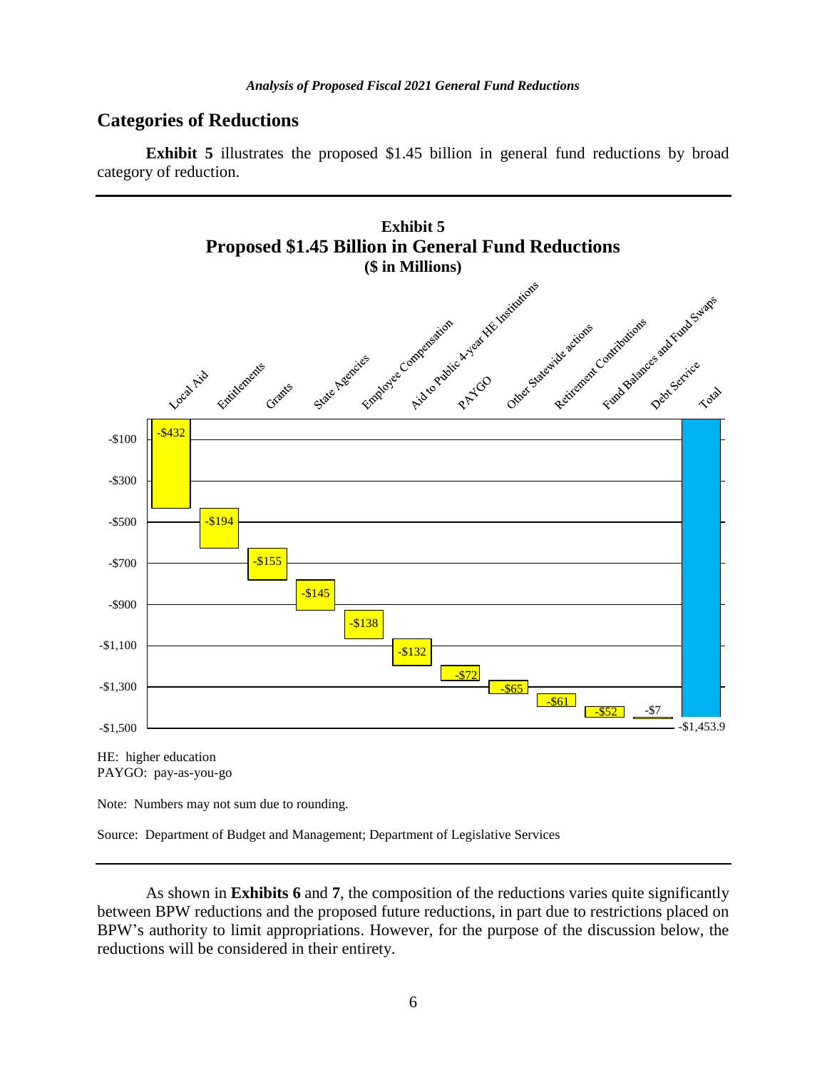## Categories of Reductions

**Exhibit 5** illustrates the proposed $1.45 billion in general fund reductions by broad category of reduction.

**Exhibit 5**
**Proposed $1.45 Billion in General Fund Reductions**
**($ in Millions)**

| Category | Reduction |
|---|---|
| Local Aid | -$432 |
| Entitlements | -$194 |
| Grants | -$155 |
| State Agencies | -$145 |
| Employee Compensation | -$138 |
| Aid to Public 4-year HE Institutions | -$132 |
| PAYGO | -$72 |
| Other Statewide actions | -$65 |
| Retirement Contributions | -$61 |
| Fund Balances and Fund Swaps | -$52 |
| Debt Service | -$7 |
| Total | -$1,453.9 |

HE: higher education
PAYGO: pay-as-you-go

Note: Numbers may not sum due to rounding.

Source: Department of Budget and Management; Department of Legislative Services

As shown in **Exhibits 6** and **7**, the composition of the reductions varies quite significantly between BPW reductions and the proposed future reductions, in part due to restrictions placed on BPW's authority to limit appropriations. However, for the purpose of the discussion below, the reductions will be considered in their entirety.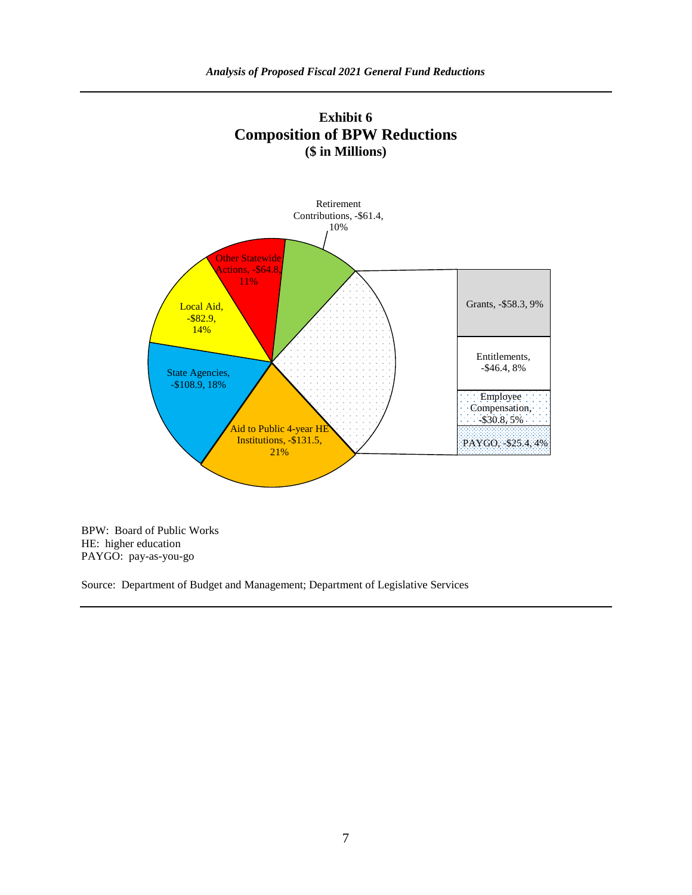### Exhibit 6
### Composition of BPW Reductions
**($ in Millions)**

Retirement Contributions, -$61.4, 10%

Other Statewide Actions, -$64.8, 11%

Local Aid, -$82.9, 14%

State Agencies, -$108.9, 18%

Aid to Public 4-year HE Institutions, -$131.5, 21%

Grants, -$58.3, 9%

Entitlements, -$46.4, 8%

Employee Compensation, -$30.8, 5%

PAYGO, -$25.4, 4%

BPW: Board of Public Works
HE: higher education
PAYGO: pay-as-you-go

Source: Department of Budget and Management; Department of Legislative Services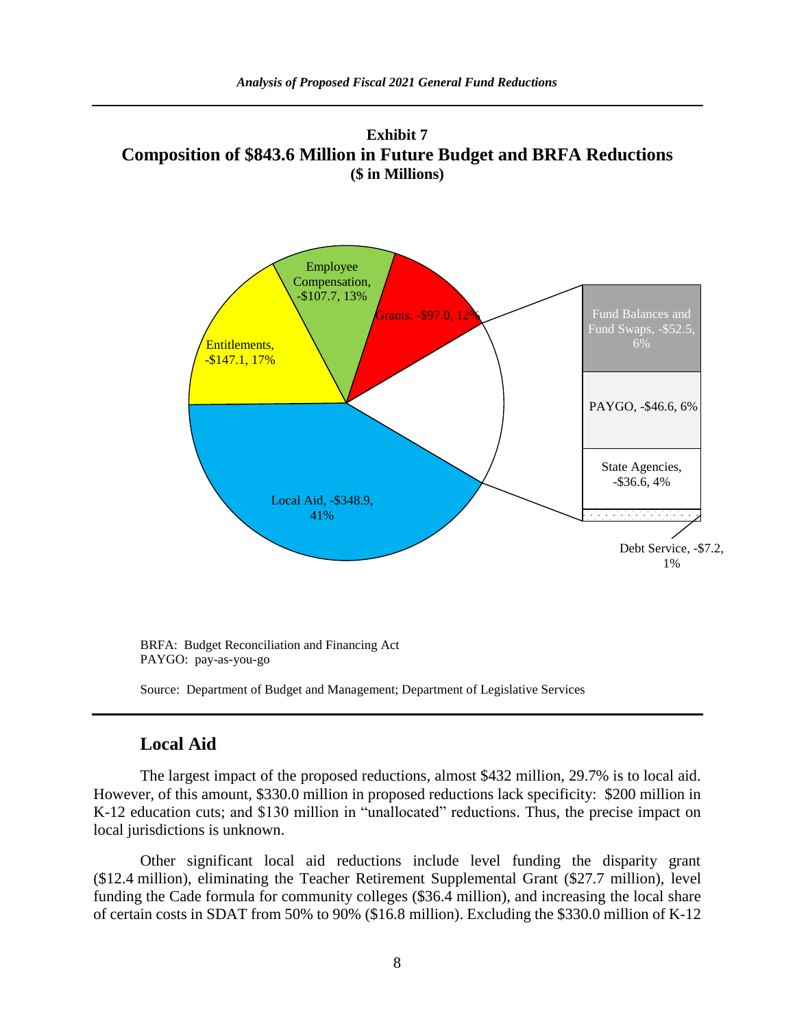**Exhibit 7**
**Composition of $843.6 Million in Future Budget and BRFA Reductions**
**($ in Millions)**

Employee Compensation, -$107.7, 13%

Grants, -$97.0, 12%

Entitlements, -$147.1, 17%

Local Aid, -$348.9, 41%

Fund Balances and Fund Swaps, -$52.5, 6%

PAYGO, -$46.6, 6%

State Agencies, -$36.6, 4%

Debt Service, -$7.2, 1%

BRFA: Budget Reconciliation and Financing Act
PAYGO: pay-as-you-go

Source: Department of Budget and Management; Department of Legislative Services

## Local Aid

The largest impact of the proposed reductions, almost $432 million, 29.7% is to local aid. However, of this amount, $330.0 million in proposed reductions lack specificity: $200 million in K-12 education cuts; and $130 million in "unallocated" reductions. Thus, the precise impact on local jurisdictions is unknown.

Other significant local aid reductions include level funding the disparity grant ($12.4 million), eliminating the Teacher Retirement Supplemental Grant ($27.7 million), level funding the Cade formula for community colleges ($36.4 million), and increasing the local share of certain costs in SDAT from 50% to 90% ($16.8 million). Excluding the $330.0 million of K-12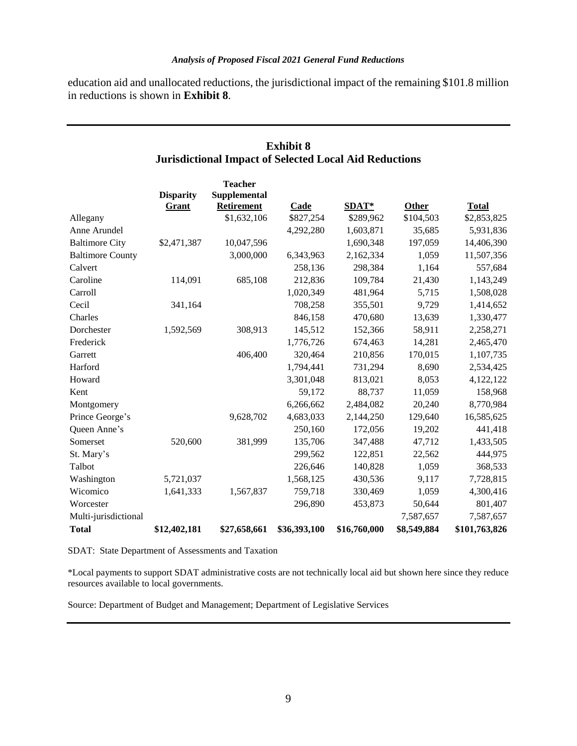education aid and unallocated reductions, the jurisdictional impact of the remaining $101.8 million in reductions is shown in **Exhibit 8**.

**Exhibit 8**
**Jurisdictional Impact of Selected Local Aid Reductions**

| | Disparity Grant | Teacher Supplemental Retirement | Cade | SDAT* | Other | Total |
|---|---|---|---|---|---|---|
| Allegany | | $1,632,106 | $827,254 | $289,962 | $104,503 | $2,853,825 |
| Anne Arundel | | | 4,292,280 | 1,603,871 | 35,685 | 5,931,836 |
| Baltimore City | $2,471,387 | 10,047,596 | | 1,690,348 | 197,059 | 14,406,390 |
| Baltimore County | | 3,000,000 | 6,343,963 | 2,162,334 | 1,059 | 11,507,356 |
| Calvert | | | 258,136 | 298,384 | 1,164 | 557,684 |
| Caroline | 114,091 | 685,108 | 212,836 | 109,784 | 21,430 | 1,143,249 |
| Carroll | | | 1,020,349 | 481,964 | 5,715 | 1,508,028 |
| Cecil | 341,164 | | 708,258 | 355,501 | 9,729 | 1,414,652 |
| Charles | | | 846,158 | 470,680 | 13,639 | 1,330,477 |
| Dorchester | 1,592,569 | 308,913 | 145,512 | 152,366 | 58,911 | 2,258,271 |
| Frederick | | | 1,776,726 | 674,463 | 14,281 | 2,465,470 |
| Garrett | | 406,400 | 320,464 | 210,856 | 170,015 | 1,107,735 |
| Harford | | | 1,794,441 | 731,294 | 8,690 | 2,534,425 |
| Howard | | | 3,301,048 | 813,021 | 8,053 | 4,122,122 |
| Kent | | | 59,172 | 88,737 | 11,059 | 158,968 |
| Montgomery | | | 6,266,662 | 2,484,082 | 20,240 | 8,770,984 |
| Prince George's | | 9,628,702 | 4,683,033 | 2,144,250 | 129,640 | 16,585,625 |
| Queen Anne's | | | 250,160 | 172,056 | 19,202 | 441,418 |
| Somerset | 520,600 | 381,999 | 135,706 | 347,488 | 47,712 | 1,433,505 |
| St. Mary's | | | 299,562 | 122,851 | 22,562 | 444,975 |
| Talbot | | | 226,646 | 140,828 | 1,059 | 368,533 |
| Washington | 5,721,037 | | 1,568,125 | 430,536 | 9,117 | 7,728,815 |
| Wicomico | 1,641,333 | 1,567,837 | 759,718 | 330,469 | 1,059 | 4,300,416 |
| Worcester | | | 296,890 | 453,873 | 50,644 | 801,407 |
| Multi-jurisdictional | | | | | 7,587,657 | 7,587,657 |
| **Total** | **$12,402,181** | **$27,658,661** | **$36,393,100** | **$16,760,000** | **$8,549,884** | **$101,763,826** |

SDAT: State Department of Assessments and Taxation

*Local payments to support SDAT administrative costs are not technically local aid but shown here since they reduce resources available to local governments.

Source: Department of Budget and Management; Department of Legislative Services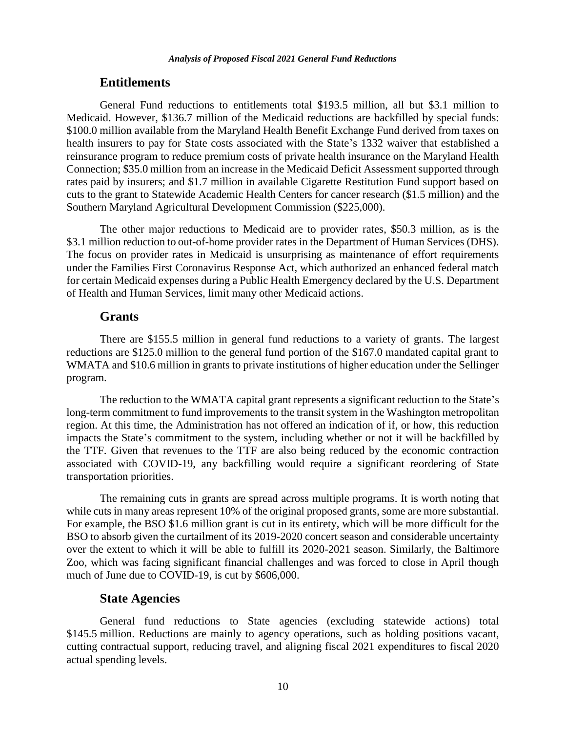## Entitlements

General Fund reductions to entitlements total $193.5 million, all but $3.1 million to Medicaid. However, $136.7 million of the Medicaid reductions are backfilled by special funds: $100.0 million available from the Maryland Health Benefit Exchange Fund derived from taxes on health insurers to pay for State costs associated with the State's 1332 waiver that established a reinsurance program to reduce premium costs of private health insurance on the Maryland Health Connection; $35.0 million from an increase in the Medicaid Deficit Assessment supported through rates paid by insurers; and $1.7 million in available Cigarette Restitution Fund support based on cuts to the grant to Statewide Academic Health Centers for cancer research ($1.5 million) and the Southern Maryland Agricultural Development Commission ($225,000).

The other major reductions to Medicaid are to provider rates, $50.3 million, as is the $3.1 million reduction to out-of-home provider rates in the Department of Human Services (DHS). The focus on provider rates in Medicaid is unsurprising as maintenance of effort requirements under the Families First Coronavirus Response Act, which authorized an enhanced federal match for certain Medicaid expenses during a Public Health Emergency declared by the U.S. Department of Health and Human Services, limit many other Medicaid actions.

## Grants

There are $155.5 million in general fund reductions to a variety of grants. The largest reductions are $125.0 million to the general fund portion of the $167.0 mandated capital grant to WMATA and $10.6 million in grants to private institutions of higher education under the Sellinger program.

The reduction to the WMATA capital grant represents a significant reduction to the State's long-term commitment to fund improvements to the transit system in the Washington metropolitan region. At this time, the Administration has not offered an indication of if, or how, this reduction impacts the State's commitment to the system, including whether or not it will be backfilled by the TTF. Given that revenues to the TTF are also being reduced by the economic contraction associated with COVID-19, any backfilling would require a significant reordering of State transportation priorities.

The remaining cuts in grants are spread across multiple programs. It is worth noting that while cuts in many areas represent 10% of the original proposed grants, some are more substantial. For example, the BSO $1.6 million grant is cut in its entirety, which will be more difficult for the BSO to absorb given the curtailment of its 2019-2020 concert season and considerable uncertainty over the extent to which it will be able to fulfill its 2020-2021 season. Similarly, the Baltimore Zoo, which was facing significant financial challenges and was forced to close in April though much of June due to COVID-19, is cut by $606,000.

## State Agencies

General fund reductions to State agencies (excluding statewide actions) total $145.5 million. Reductions are mainly to agency operations, such as holding positions vacant, cutting contractual support, reducing travel, and aligning fiscal 2021 expenditures to fiscal 2020 actual spending levels.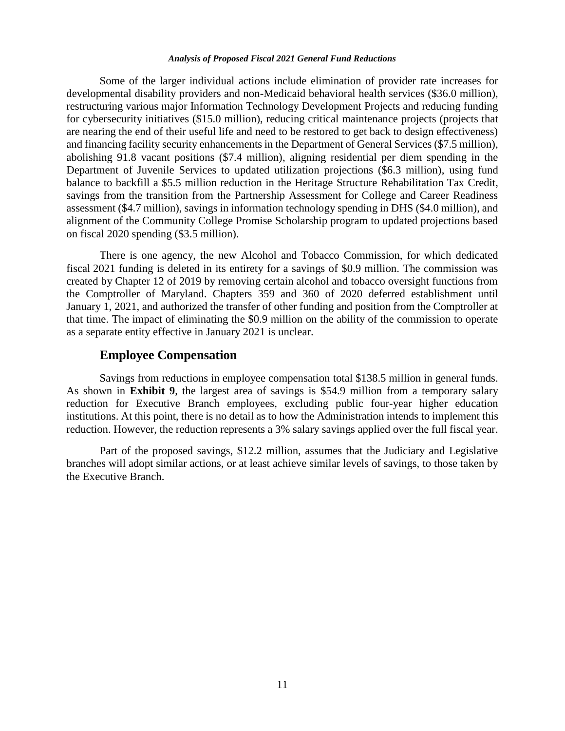Some of the larger individual actions include elimination of provider rate increases for developmental disability providers and non-Medicaid behavioral health services ($36.0 million), restructuring various major Information Technology Development Projects and reducing funding for cybersecurity initiatives ($15.0 million), reducing critical maintenance projects (projects that are nearing the end of their useful life and need to be restored to get back to design effectiveness) and financing facility security enhancements in the Department of General Services ($7.5 million), abolishing 91.8 vacant positions ($7.4 million), aligning residential per diem spending in the Department of Juvenile Services to updated utilization projections ($6.3 million), using fund balance to backfill a $5.5 million reduction in the Heritage Structure Rehabilitation Tax Credit, savings from the transition from the Partnership Assessment for College and Career Readiness assessment ($4.7 million), savings in information technology spending in DHS ($4.0 million), and alignment of the Community College Promise Scholarship program to updated projections based on fiscal 2020 spending ($3.5 million).

There is one agency, the new Alcohol and Tobacco Commission, for which dedicated fiscal 2021 funding is deleted in its entirety for a savings of $0.9 million. The commission was created by Chapter 12 of 2019 by removing certain alcohol and tobacco oversight functions from the Comptroller of Maryland. Chapters 359 and 360 of 2020 deferred establishment until January 1, 2021, and authorized the transfer of other funding and position from the Comptroller at that time. The impact of eliminating the $0.9 million on the ability of the commission to operate as a separate entity effective in January 2021 is unclear.

## Employee Compensation

Savings from reductions in employee compensation total $138.5 million in general funds. As shown in **Exhibit 9**, the largest area of savings is $54.9 million from a temporary salary reduction for Executive Branch employees, excluding public four-year higher education institutions. At this point, there is no detail as to how the Administration intends to implement this reduction. However, the reduction represents a 3% salary savings applied over the full fiscal year.

Part of the proposed savings, $12.2 million, assumes that the Judiciary and Legislative branches will adopt similar actions, or at least achieve similar levels of savings, to those taken by the Executive Branch.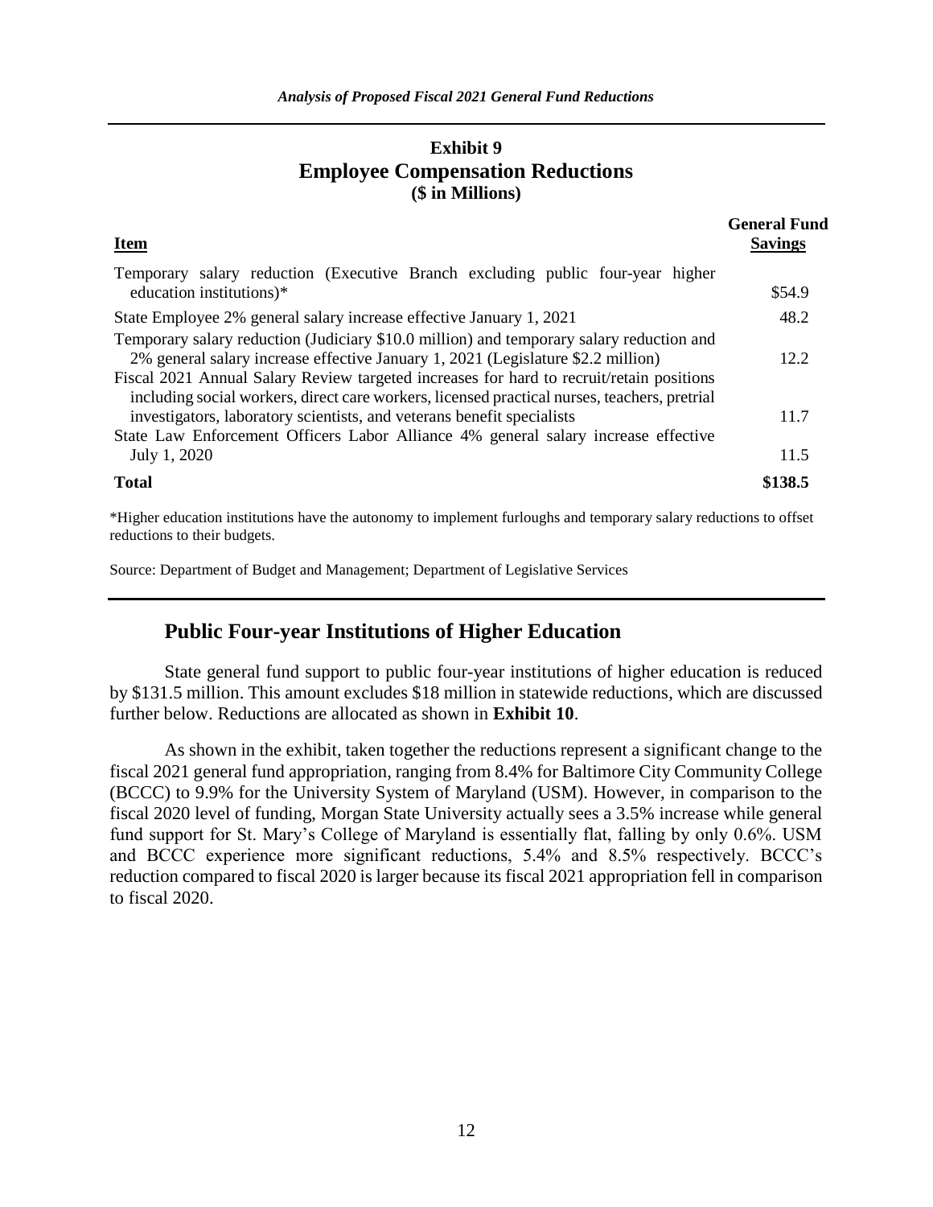**Exhibit 9**
**Employee Compensation Reductions**
**($ in Millions)**

| Item | General Fund Savings |
|---|---|
| Temporary salary reduction (Executive Branch excluding public four-year higher education institutions)* | $54.9 |
| State Employee 2% general salary increase effective January 1, 2021 | 48.2 |
| Temporary salary reduction (Judiciary $10.0 million) and temporary salary reduction and 2% general salary increase effective January 1, 2021 (Legislature $2.2 million) | 12.2 |
| Fiscal 2021 Annual Salary Review targeted increases for hard to recruit/retain positions including social workers, direct care workers, licensed practical nurses, teachers, pretrial investigators, laboratory scientists, and veterans benefit specialists | 11.7 |
| State Law Enforcement Officers Labor Alliance 4% general salary increase effective July 1, 2020 | 11.5 |
| **Total** | **$138.5** |

*Higher education institutions have the autonomy to implement furloughs and temporary salary reductions to offset reductions to their budgets.

Source: Department of Budget and Management; Department of Legislative Services

## Public Four-year Institutions of Higher Education

State general fund support to public four-year institutions of higher education is reduced by $131.5 million. This amount excludes $18 million in statewide reductions, which are discussed further below. Reductions are allocated as shown in **Exhibit 10**.

As shown in the exhibit, taken together the reductions represent a significant change to the fiscal 2021 general fund appropriation, ranging from 8.4% for Baltimore City Community College (BCCC) to 9.9% for the University System of Maryland (USM). However, in comparison to the fiscal 2020 level of funding, Morgan State University actually sees a 3.5% increase while general fund support for St. Mary's College of Maryland is essentially flat, falling by only 0.6%. USM and BCCC experience more significant reductions, 5.4% and 8.5% respectively. BCCC's reduction compared to fiscal 2020 is larger because its fiscal 2021 appropriation fell in comparison to fiscal 2020.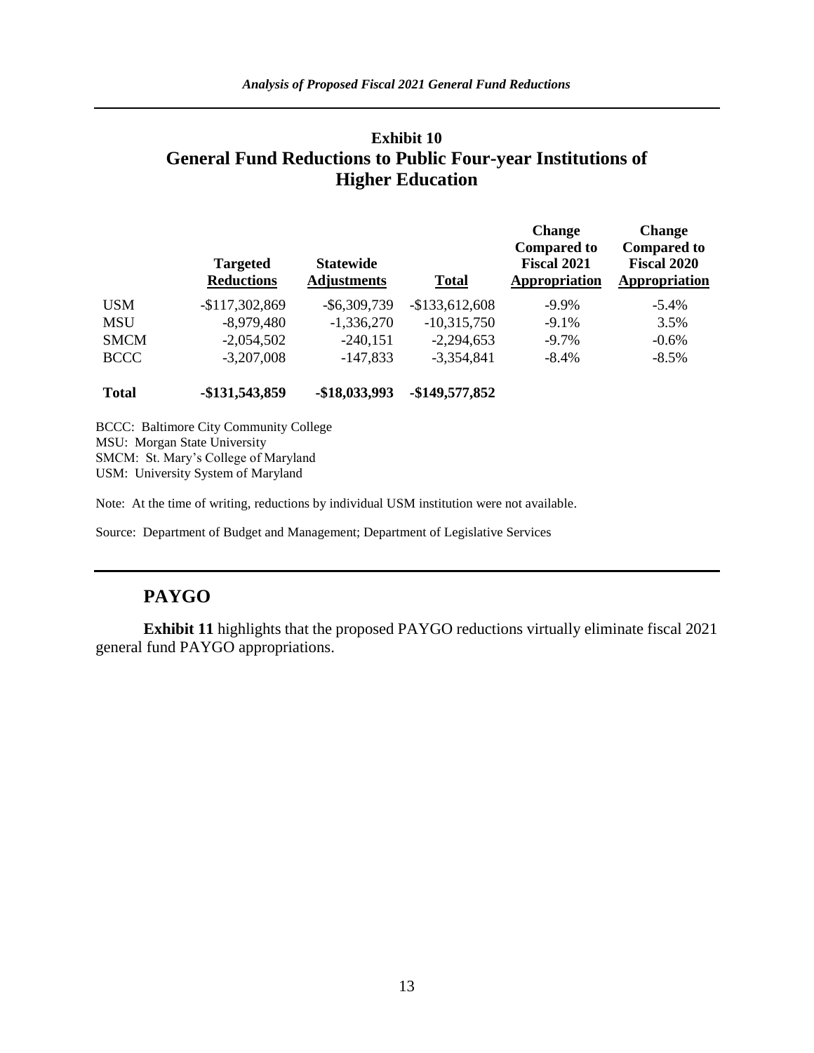## Exhibit 10
## General Fund Reductions to Public Four-year Institutions of Higher Education

| | Targeted Reductions | Statewide Adjustments | Total | Change Compared to Fiscal 2021 Appropriation | Change Compared to Fiscal 2020 Appropriation |
|---|---|---|---|---|---|
| USM | -$117,302,869 | -$6,309,739 | -$133,612,608 | -9.9% | -5.4% |
| MSU | -8,979,480 | -1,336,270 | -10,315,750 | -9.1% | 3.5% |
| SMCM | -2,054,502 | -240,151 | -2,294,653 | -9.7% | -0.6% |
| BCCC | -3,207,008 | -147,833 | -3,354,841 | -8.4% | -8.5% |
| **Total** | **-$131,543,859** | **-$18,033,993** | **-$149,577,852** | | |

BCCC: Baltimore City Community College
MSU: Morgan State University
SMCM: St. Mary's College of Maryland
USM: University System of Maryland

Note: At the time of writing, reductions by individual USM institution were not available.

Source: Department of Budget and Management; Department of Legislative Services

## PAYGO

**Exhibit 11** highlights that the proposed PAYGO reductions virtually eliminate fiscal 2021 general fund PAYGO appropriations.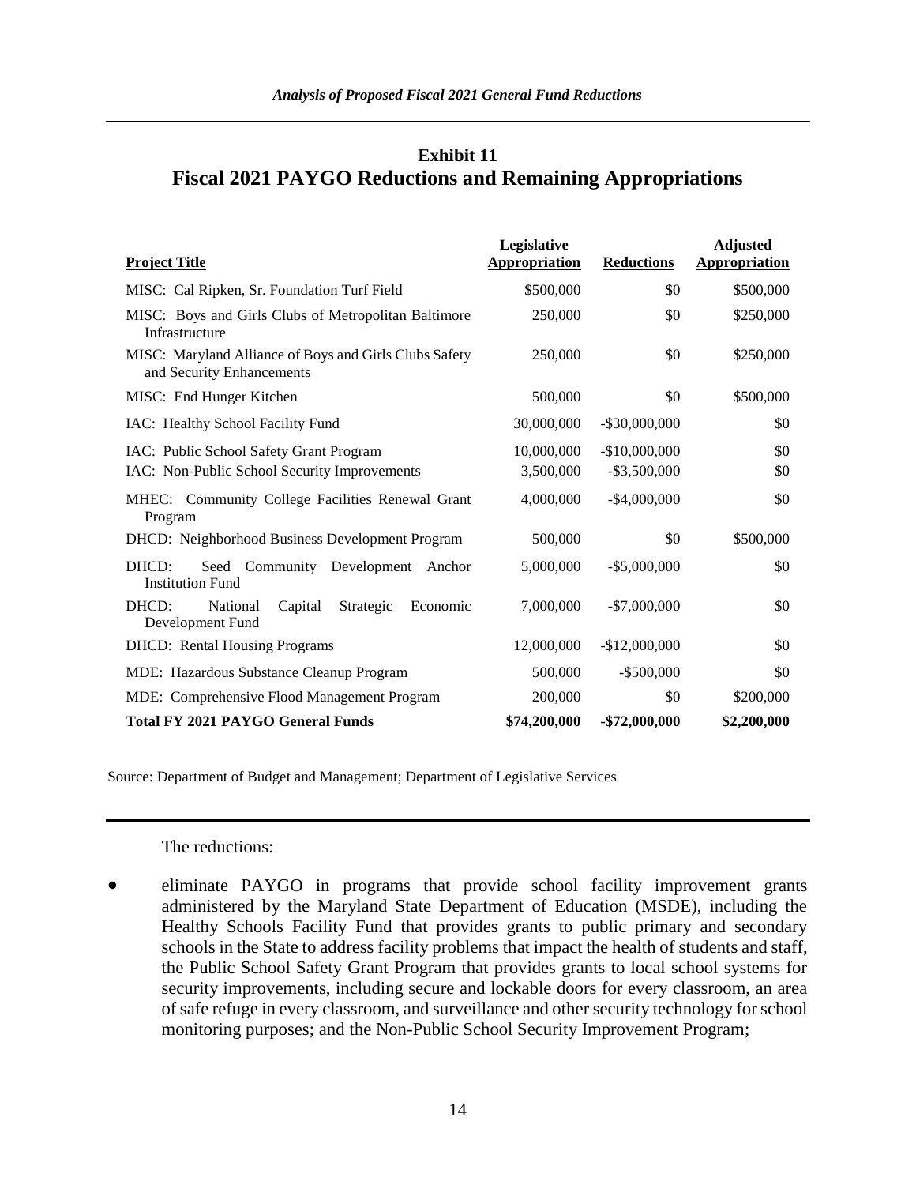## Exhibit 11
## Fiscal 2021 PAYGO Reductions and Remaining Appropriations

| Project Title | Legislative Appropriation | Reductions | Adjusted Appropriation |
|---|---|---|---|
| MISC: Cal Ripken, Sr. Foundation Turf Field | $500,000 | $0 | $500,000 |
| MISC: Boys and Girls Clubs of Metropolitan Baltimore Infrastructure | 250,000 | $0 | $250,000 |
| MISC: Maryland Alliance of Boys and Girls Clubs Safety and Security Enhancements | 250,000 | $0 | $250,000 |
| MISC: End Hunger Kitchen | 500,000 | $0 | $500,000 |
| IAC: Healthy School Facility Fund | 30,000,000 | -$30,000,000 | $0 |
| IAC: Public School Safety Grant Program | 10,000,000 | -$10,000,000 | $0 |
| IAC: Non-Public School Security Improvements | 3,500,000 | -$3,500,000 | $0 |
| MHEC: Community College Facilities Renewal Grant Program | 4,000,000 | -$4,000,000 | $0 |
| DHCD: Neighborhood Business Development Program | 500,000 | $0 | $500,000 |
| DHCD: Seed Community Development Anchor Institution Fund | 5,000,000 | -$5,000,000 | $0 |
| DHCD: National Capital Strategic Economic Development Fund | 7,000,000 | -$7,000,000 | $0 |
| DHCD: Rental Housing Programs | 12,000,000 | -$12,000,000 | $0 |
| MDE: Hazardous Substance Cleanup Program | 500,000 | -$500,000 | $0 |
| MDE: Comprehensive Flood Management Program | 200,000 | $0 | $200,000 |
| **Total FY 2021 PAYGO General Funds** | **$74,200,000** | **-$72,000,000** | **$2,200,000** |

Source: Department of Budget and Management; Department of Legislative Services

The reductions:

- eliminate PAYGO in programs that provide school facility improvement grants administered by the Maryland State Department of Education (MSDE), including the Healthy Schools Facility Fund that provides grants to public primary and secondary schools in the State to address facility problems that impact the health of students and staff, the Public School Safety Grant Program that provides grants to local school systems for security improvements, including secure and lockable doors for every classroom, an area of safe refuge in every classroom, and surveillance and other security technology for school monitoring purposes; and the Non-Public School Security Improvement Program;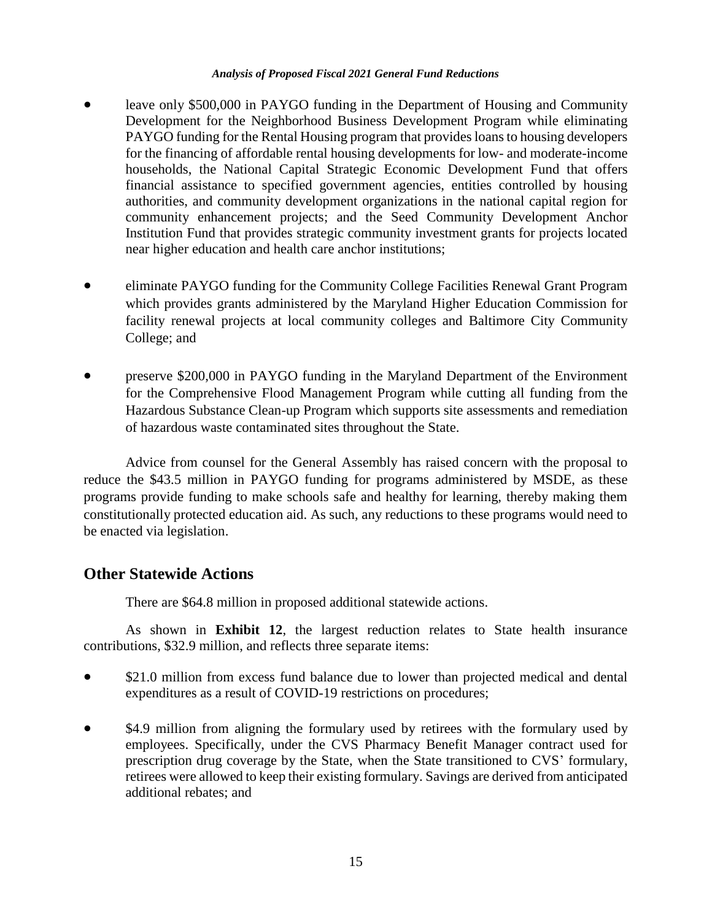- leave only \$500,000 in PAYGO funding in the Department of Housing and Community Development for the Neighborhood Business Development Program while eliminating PAYGO funding for the Rental Housing program that provides loans to housing developers for the financing of affordable rental housing developments for low- and moderate-income households, the National Capital Strategic Economic Development Fund that offers financial assistance to specified government agencies, entities controlled by housing authorities, and community development organizations in the national capital region for community enhancement projects; and the Seed Community Development Anchor Institution Fund that provides strategic community investment grants for projects located near higher education and health care anchor institutions;

- eliminate PAYGO funding for the Community College Facilities Renewal Grant Program which provides grants administered by the Maryland Higher Education Commission for facility renewal projects at local community colleges and Baltimore City Community College; and

- preserve \$200,000 in PAYGO funding in the Maryland Department of the Environment for the Comprehensive Flood Management Program while cutting all funding from the Hazardous Substance Clean-up Program which supports site assessments and remediation of hazardous waste contaminated sites throughout the State.

Advice from counsel for the General Assembly has raised concern with the proposal to reduce the \$43.5 million in PAYGO funding for programs administered by MSDE, as these programs provide funding to make schools safe and healthy for learning, thereby making them constitutionally protected education aid. As such, any reductions to these programs would need to be enacted via legislation.

## Other Statewide Actions

There are \$64.8 million in proposed additional statewide actions.

As shown in **Exhibit 12**, the largest reduction relates to State health insurance contributions, \$32.9 million, and reflects three separate items:

- \$21.0 million from excess fund balance due to lower than projected medical and dental expenditures as a result of COVID-19 restrictions on procedures;

- \$4.9 million from aligning the formulary used by retirees with the formulary used by employees. Specifically, under the CVS Pharmacy Benefit Manager contract used for prescription drug coverage by the State, when the State transitioned to CVS' formulary, retirees were allowed to keep their existing formulary. Savings are derived from anticipated additional rebates; and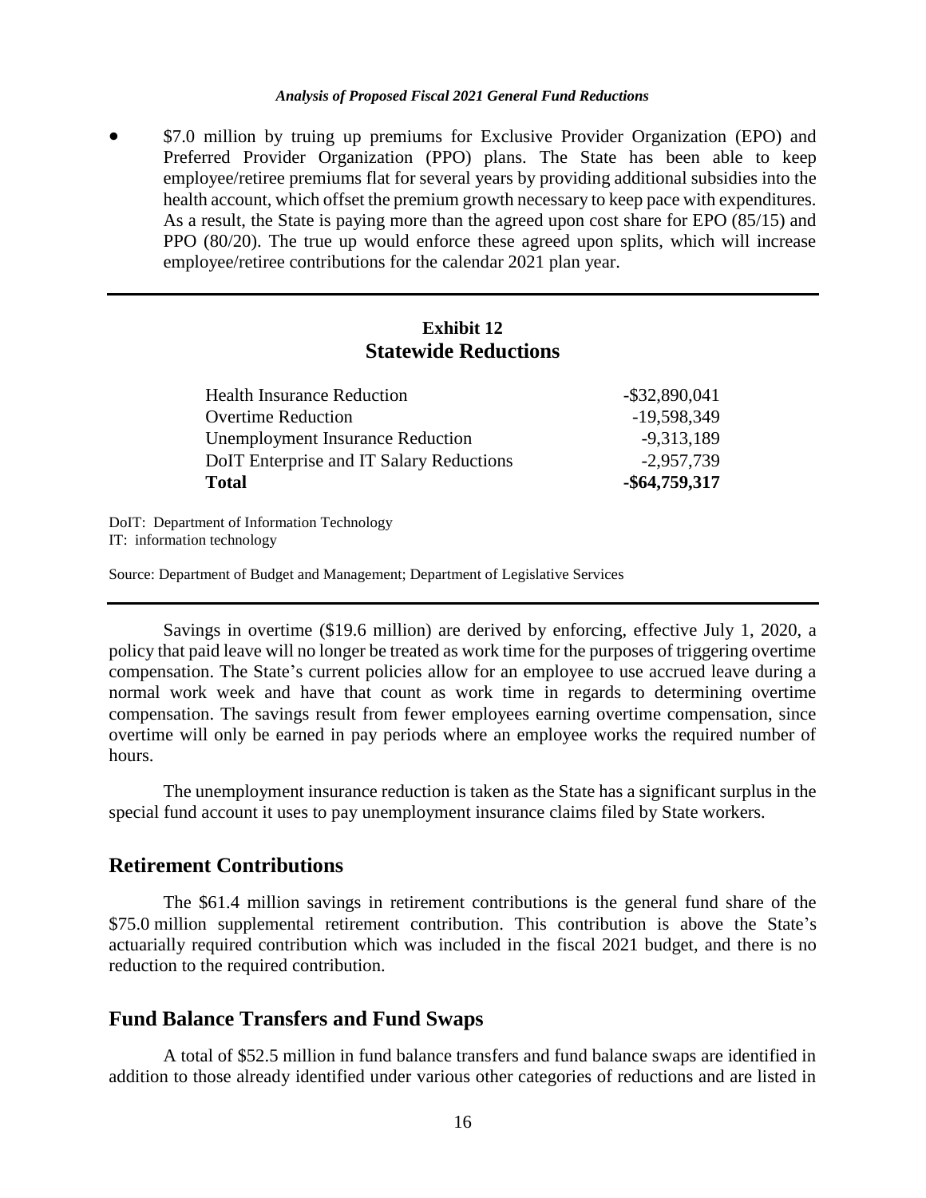- $7.0 million by truing up premiums for Exclusive Provider Organization (EPO) and Preferred Provider Organization (PPO) plans. The State has been able to keep employee/retiree premiums flat for several years by providing additional subsidies into the health account, which offset the premium growth necessary to keep pace with expenditures. As a result, the State is paying more than the agreed upon cost share for EPO (85/15) and PPO (80/20). The true up would enforce these agreed upon splits, which will increase employee/retiree contributions for the calendar 2021 plan year.

**Exhibit 12**
**Statewide Reductions**

| | |
|---|---:|
| Health Insurance Reduction | -$32,890,041 |
| Overtime Reduction | -19,598,349 |
| Unemployment Insurance Reduction | -9,313,189 |
| DoIT Enterprise and IT Salary Reductions | -2,957,739 |
| **Total** | **-$64,759,317** |

DoIT: Department of Information Technology
IT: information technology

Source: Department of Budget and Management; Department of Legislative Services

Savings in overtime ($19.6 million) are derived by enforcing, effective July 1, 2020, a policy that paid leave will no longer be treated as work time for the purposes of triggering overtime compensation. The State's current policies allow for an employee to use accrued leave during a normal work week and have that count as work time in regards to determining overtime compensation. The savings result from fewer employees earning overtime compensation, since overtime will only be earned in pay periods where an employee works the required number of hours.

The unemployment insurance reduction is taken as the State has a significant surplus in the special fund account it uses to pay unemployment insurance claims filed by State workers.

## Retirement Contributions

The $61.4 million savings in retirement contributions is the general fund share of the $75.0 million supplemental retirement contribution. This contribution is above the State's actuarially required contribution which was included in the fiscal 2021 budget, and there is no reduction to the required contribution.

## Fund Balance Transfers and Fund Swaps

A total of $52.5 million in fund balance transfers and fund balance swaps are identified in addition to those already identified under various other categories of reductions and are listed in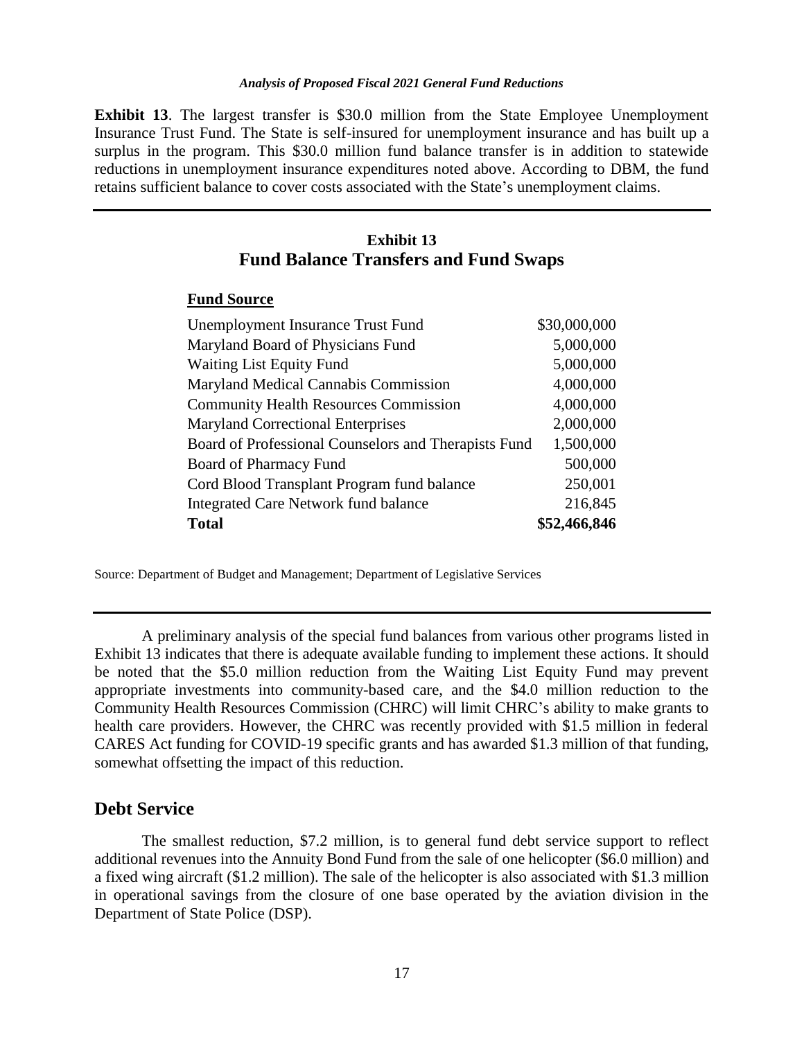**Exhibit 13**. The largest transfer is $30.0 million from the State Employee Unemployment Insurance Trust Fund. The State is self-insured for unemployment insurance and has built up a surplus in the program. This $30.0 million fund balance transfer is in addition to statewide reductions in unemployment insurance expenditures noted above. According to DBM, the fund retains sufficient balance to cover costs associated with the State's unemployment claims.

### Exhibit 13
### Fund Balance Transfers and Fund Swaps

| **Fund Source** | |
|---|---|
| Unemployment Insurance Trust Fund | $30,000,000 |
| Maryland Board of Physicians Fund | 5,000,000 |
| Waiting List Equity Fund | 5,000,000 |
| Maryland Medical Cannabis Commission | 4,000,000 |
| Community Health Resources Commission | 4,000,000 |
| Maryland Correctional Enterprises | 2,000,000 |
| Board of Professional Counselors and Therapists Fund | 1,500,000 |
| Board of Pharmacy Fund | 500,000 |
| Cord Blood Transplant Program fund balance | 250,001 |
| Integrated Care Network fund balance | 216,845 |
| **Total** | **$52,466,846** |

Source: Department of Budget and Management; Department of Legislative Services

A preliminary analysis of the special fund balances from various other programs listed in Exhibit 13 indicates that there is adequate available funding to implement these actions. It should be noted that the $5.0 million reduction from the Waiting List Equity Fund may prevent appropriate investments into community-based care, and the $4.0 million reduction to the Community Health Resources Commission (CHRC) will limit CHRC's ability to make grants to health care providers. However, the CHRC was recently provided with $1.5 million in federal CARES Act funding for COVID-19 specific grants and has awarded $1.3 million of that funding, somewhat offsetting the impact of this reduction.

## Debt Service

The smallest reduction, $7.2 million, is to general fund debt service support to reflect additional revenues into the Annuity Bond Fund from the sale of one helicopter ($6.0 million) and a fixed wing aircraft ($1.2 million). The sale of the helicopter is also associated with $1.3 million in operational savings from the closure of one base operated by the aviation division in the Department of State Police (DSP).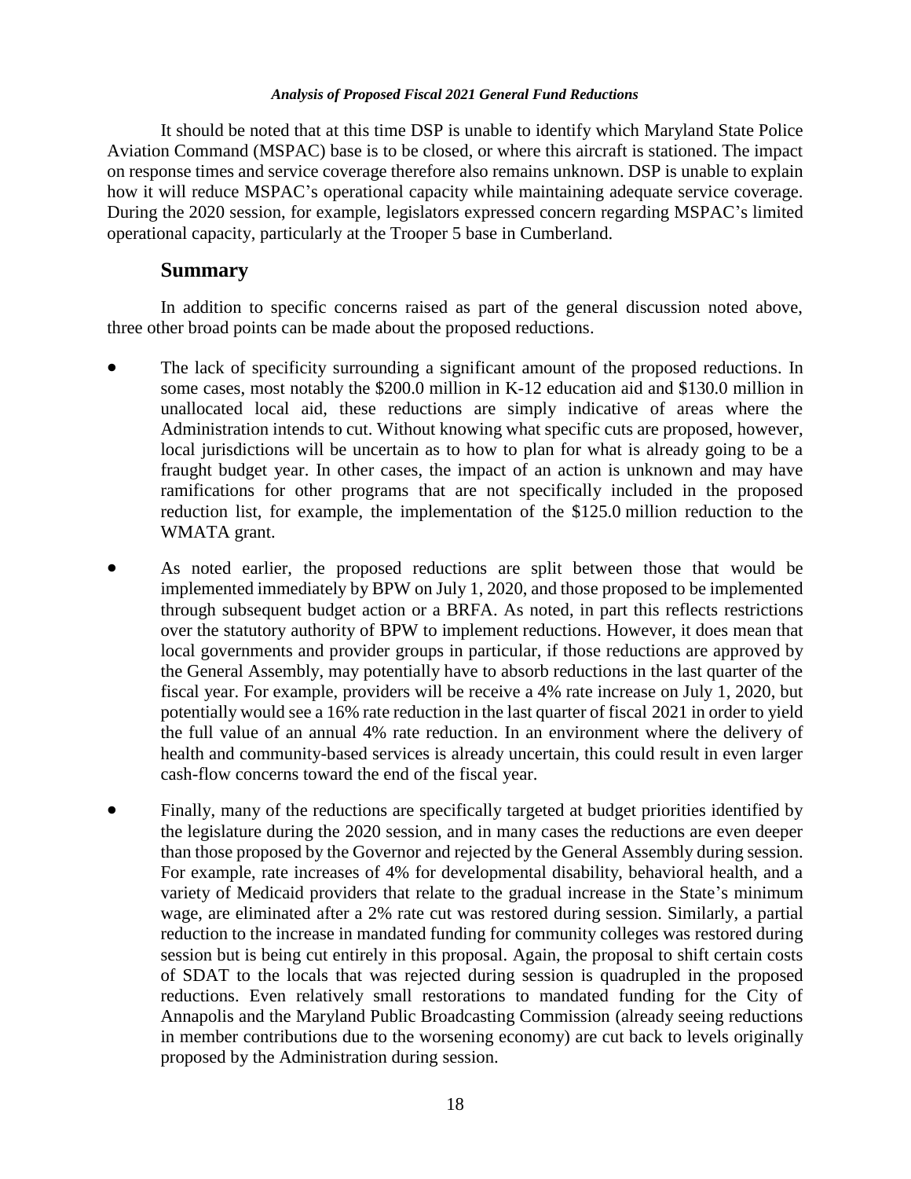It should be noted that at this time DSP is unable to identify which Maryland State Police Aviation Command (MSPAC) base is to be closed, or where this aircraft is stationed. The impact on response times and service coverage therefore also remains unknown. DSP is unable to explain how it will reduce MSPAC's operational capacity while maintaining adequate service coverage. During the 2020 session, for example, legislators expressed concern regarding MSPAC's limited operational capacity, particularly at the Trooper 5 base in Cumberland.

## Summary

In addition to specific concerns raised as part of the general discussion noted above, three other broad points can be made about the proposed reductions.

- The lack of specificity surrounding a significant amount of the proposed reductions. In some cases, most notably the \$200.0 million in K-12 education aid and \$130.0 million in unallocated local aid, these reductions are simply indicative of areas where the Administration intends to cut. Without knowing what specific cuts are proposed, however, local jurisdictions will be uncertain as to how to plan for what is already going to be a fraught budget year. In other cases, the impact of an action is unknown and may have ramifications for other programs that are not specifically included in the proposed reduction list, for example, the implementation of the \$125.0 million reduction to the WMATA grant.

- As noted earlier, the proposed reductions are split between those that would be implemented immediately by BPW on July 1, 2020, and those proposed to be implemented through subsequent budget action or a BRFA. As noted, in part this reflects restrictions over the statutory authority of BPW to implement reductions. However, it does mean that local governments and provider groups in particular, if those reductions are approved by the General Assembly, may potentially have to absorb reductions in the last quarter of the fiscal year. For example, providers will be receive a 4% rate increase on July 1, 2020, but potentially would see a 16% rate reduction in the last quarter of fiscal 2021 in order to yield the full value of an annual 4% rate reduction. In an environment where the delivery of health and community-based services is already uncertain, this could result in even larger cash-flow concerns toward the end of the fiscal year.

- Finally, many of the reductions are specifically targeted at budget priorities identified by the legislature during the 2020 session, and in many cases the reductions are even deeper than those proposed by the Governor and rejected by the General Assembly during session. For example, rate increases of 4% for developmental disability, behavioral health, and a variety of Medicaid providers that relate to the gradual increase in the State's minimum wage, are eliminated after a 2% rate cut was restored during session. Similarly, a partial reduction to the increase in mandated funding for community colleges was restored during session but is being cut entirely in this proposal. Again, the proposal to shift certain costs of SDAT to the locals that was rejected during session is quadrupled in the proposed reductions. Even relatively small restorations to mandated funding for the City of Annapolis and the Maryland Public Broadcasting Commission (already seeing reductions in member contributions due to the worsening economy) are cut back to levels originally proposed by the Administration during session.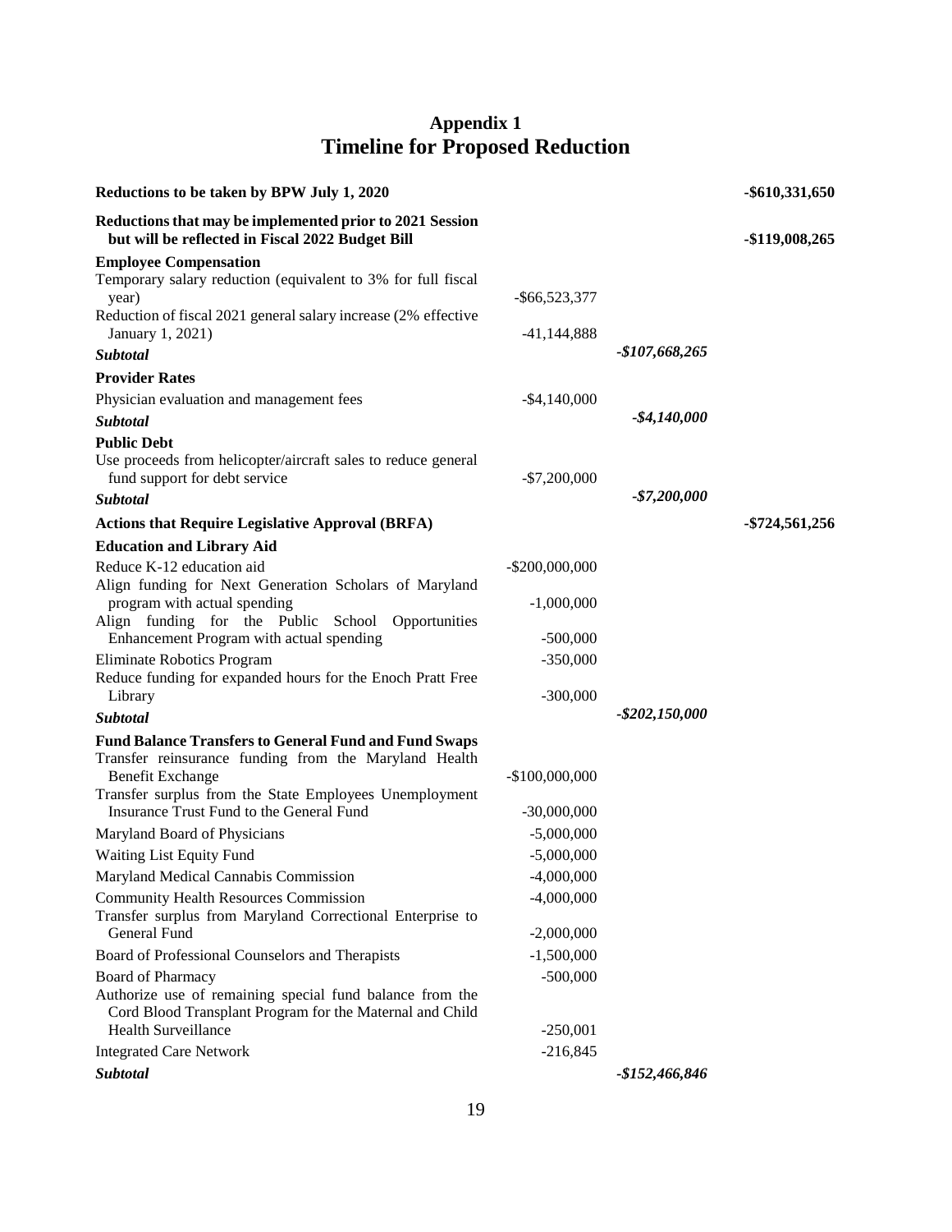# Appendix 1
## Timeline for Proposed Reduction

| | | | |
|---|---|---|---|
| **Reductions to be taken by BPW July 1, 2020** | | | **-$610,331,650** |
| **Reductions that may be implemented prior to 2021 Session but will be reflected in Fiscal 2022 Budget Bill** | | | **-$119,008,265** |
| **Employee Compensation** | | | |
| Temporary salary reduction (equivalent to 3% for full fiscal year) | -$66,523,377 | | |
| Reduction of fiscal 2021 general salary increase (2% effective January 1, 2021) | -41,144,888 | | |
| ***Subtotal*** | | ***-$107,668,265*** | |
| **Provider Rates** | | | |
| Physician evaluation and management fees | -$4,140,000 | | |
| ***Subtotal*** | | ***-$4,140,000*** | |
| **Public Debt** | | | |
| Use proceeds from helicopter/aircraft sales to reduce general fund support for debt service | -$7,200,000 | | |
| ***Subtotal*** | | ***-$7,200,000*** | |
| **Actions that Require Legislative Approval (BRFA)** | | | **-$724,561,256** |
| **Education and Library Aid** | | | |
| Reduce K-12 education aid | -$200,000,000 | | |
| Align funding for Next Generation Scholars of Maryland program with actual spending | -1,000,000 | | |
| Align funding for the Public School Opportunities Enhancement Program with actual spending | -500,000 | | |
| Eliminate Robotics Program | -350,000 | | |
| Reduce funding for expanded hours for the Enoch Pratt Free Library | -300,000 | | |
| ***Subtotal*** | | ***-$202,150,000*** | |
| **Fund Balance Transfers to General Fund and Fund Swaps** | | | |
| Transfer reinsurance funding from the Maryland Health Benefit Exchange | -$100,000,000 | | |
| Transfer surplus from the State Employees Unemployment Insurance Trust Fund to the General Fund | -30,000,000 | | |
| Maryland Board of Physicians | -5,000,000 | | |
| Waiting List Equity Fund | -5,000,000 | | |
| Maryland Medical Cannabis Commission | -4,000,000 | | |
| Community Health Resources Commission | -4,000,000 | | |
| Transfer surplus from Maryland Correctional Enterprise to General Fund | -2,000,000 | | |
| Board of Professional Counselors and Therapists | -1,500,000 | | |
| Board of Pharmacy | -500,000 | | |
| Authorize use of remaining special fund balance from the Cord Blood Transplant Program for the Maternal and Child Health Surveillance | -250,001 | | |
| Integrated Care Network | -216,845 | | |
| ***Subtotal*** | | ***-$152,466,846*** | |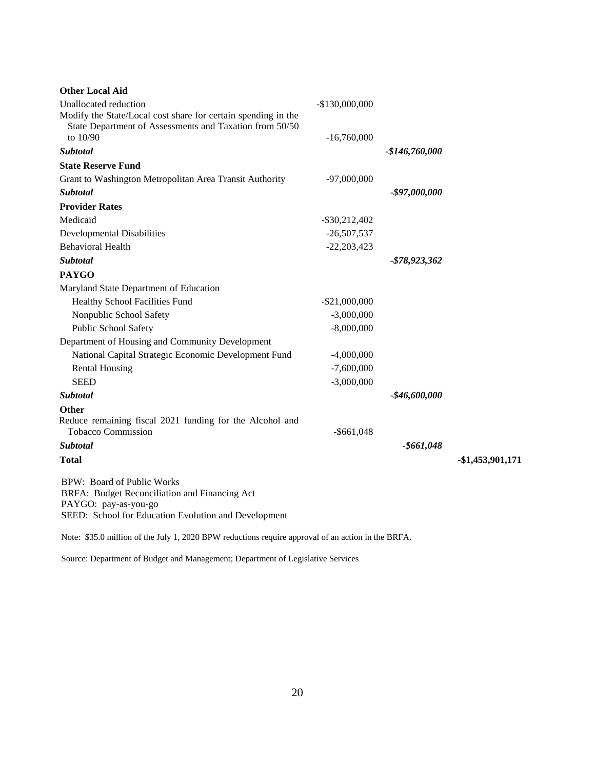| | | | |
|---|---|---|---|
| **Other Local Aid** | | | |
| Unallocated reduction | -$130,000,000 | | |
| Modify the State/Local cost share for certain spending in the State Department of Assessments and Taxation from 50/50 to 10/90 | -16,760,000 | | |
| ***Subtotal*** | | ***-$146,760,000*** | |
| **State Reserve Fund** | | | |
| Grant to Washington Metropolitan Area Transit Authority | -97,000,000 | | |
| ***Subtotal*** | | ***-$97,000,000*** | |
| **Provider Rates** | | | |
| Medicaid | -$30,212,402 | | |
| Developmental Disabilities | -26,507,537 | | |
| Behavioral Health | -22,203,423 | | |
| ***Subtotal*** | | ***-$78,923,362*** | |
| **PAYGO** | | | |
| Maryland State Department of Education | | | |
| Healthy School Facilities Fund | -$21,000,000 | | |
| Nonpublic School Safety | -3,000,000 | | |
| Public School Safety | -8,000,000 | | |
| Department of Housing and Community Development | | | |
| National Capital Strategic Economic Development Fund | -4,000,000 | | |
| Rental Housing | -7,600,000 | | |
| SEED | -3,000,000 | | |
| ***Subtotal*** | | ***-$46,600,000*** | |
| **Other** | | | |
| Reduce remaining fiscal 2021 funding for the Alcohol and Tobacco Commission | -$661,048 | | |
| ***Subtotal*** | | ***-$661,048*** | |
| **Total** | | | **-$1,453,901,171** |

BPW: Board of Public Works
BRFA: Budget Reconciliation and Financing Act
PAYGO: pay-as-you-go
SEED: School for Education Evolution and Development

Note: $35.0 million of the July 1, 2020 BPW reductions require approval of an action in the BRFA.

Source: Department of Budget and Management; Department of Legislative Services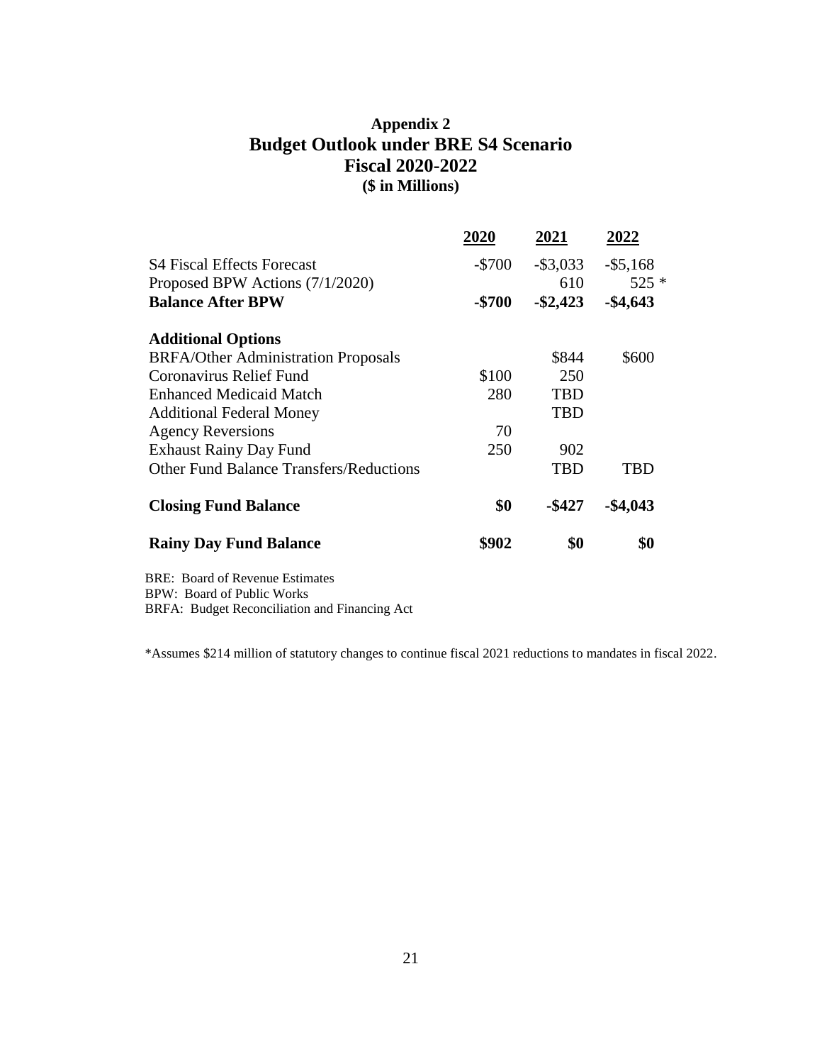# Appendix 2
# Budget Outlook under BRE S4 Scenario
# Fiscal 2020-2022
**($ in Millions)**

| | 2020 | 2021 | 2022 |
|---|---|---|---|
| S4 Fiscal Effects Forecast | -$700 | -$3,033 | -$5,168 |
| Proposed BPW Actions (7/1/2020) | | 610 | 525 * |
| **Balance After BPW** | **-$700** | **-$2,423** | **-$4,643** |
| **Additional Options** | | | |
| BRFA/Other Administration Proposals | | $844 | $600 |
| Coronavirus Relief Fund | $100 | 250 | |
| Enhanced Medicaid Match | 280 | TBD | |
| Additional Federal Money | | TBD | |
| Agency Reversions | 70 | | |
| Exhaust Rainy Day Fund | 250 | 902 | |
| Other Fund Balance Transfers/Reductions | | TBD | TBD |
| **Closing Fund Balance** | **$0** | **-$427** | **-$4,043** |
| **Rainy Day Fund Balance** | **$902** | **$0** | **$0** |

BRE: Board of Revenue Estimates
BPW: Board of Public Works
BRFA: Budget Reconciliation and Financing Act

*Assumes $214 million of statutory changes to continue fiscal 2021 reductions to mandates in fiscal 2022.